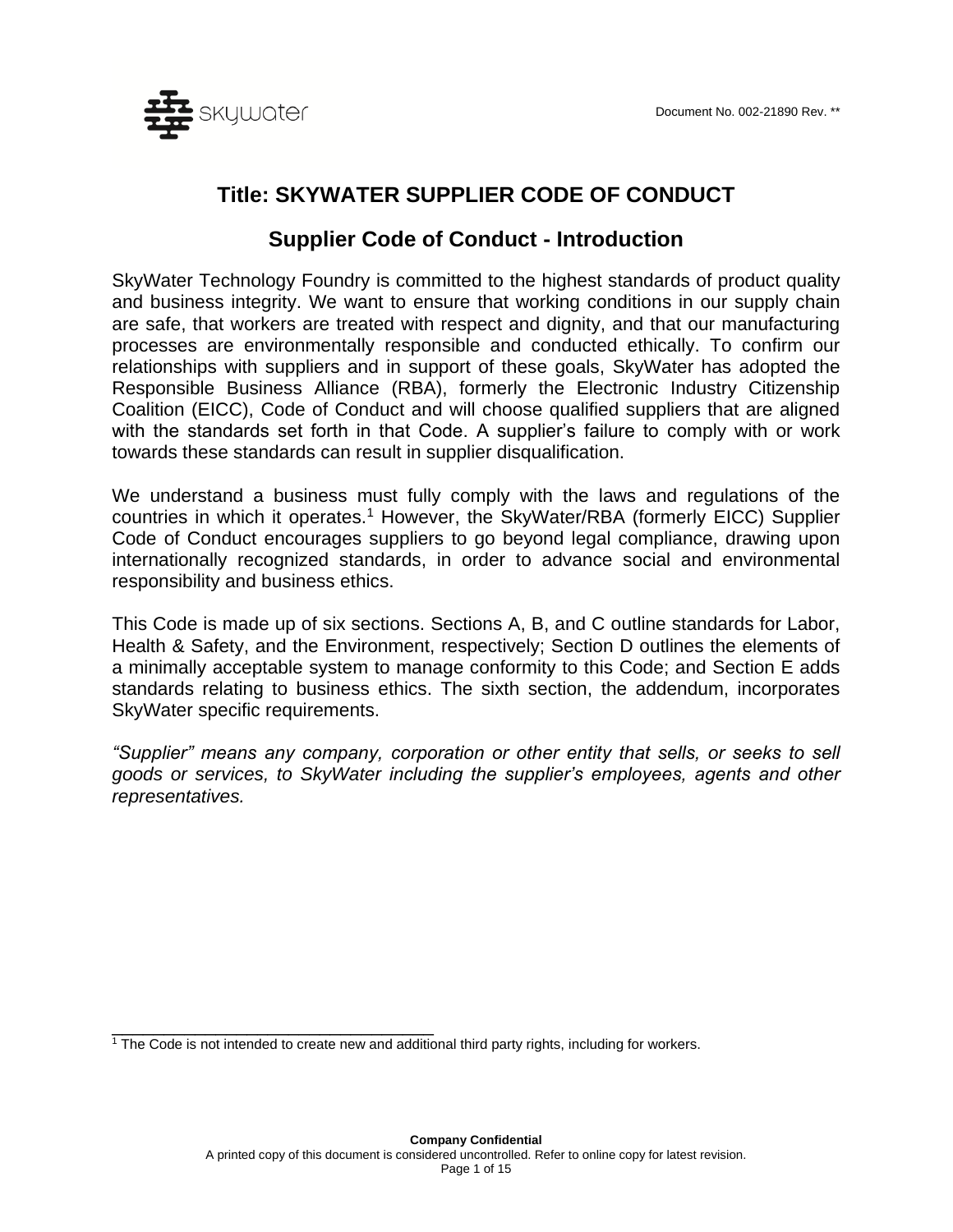# Title: SKYWATER SUPPLIER CODE OF CONDUCT

## Supplier Code of Conduct - Introduction

SkyWater Technology Foundry is committed to the highest standards of product quality and business integrity. We want to ensure that working conditions in our supply chain are safe, that workers are treated with respect and dignity, and that our manufacturing processes are environmentally responsible and conducted ethically. To confirm our relationships with suppliers and in support of these goals, SkyWater has adopted the Responsible Business Alliance (RBA), formerly the Electronic Industry Citizenship Coalition (EICC), Code of Conduct and will choose qualified suppliers that are aligned with the standards set forth in that Code. A supplier's failure to comply with or work towards these standards can result in supplier disqualification.

We understand a business must fully comply with the laws and regulations of the countries in which it operates.[1] However, the SkyWater/RBA (formerly EICC) Supplier Code of Conduct encourages suppliers to go beyond legal compliance, drawing upon internationally recognized standards, in order to advance social and environmental responsibility and business ethics.

This Code is made up of six sections. Sections A, B, and C outline standards for Labor, Health & Safety, and the Environment, respectively; Section D outlines the elements of a minimally acceptable system to manage conformity to this Code; and Section E adds standards relating to business ethics. The sixth section, the addendum, incorporates SkyWater specific requirements.

*"Supplier" means any company, corporation or other entity that sells, or seeks to sell goods or services, to SkyWater including the supplier's employees, agents and other representatives.*

---

[1] The Code is not intended to create new and additional third party rights, including for workers.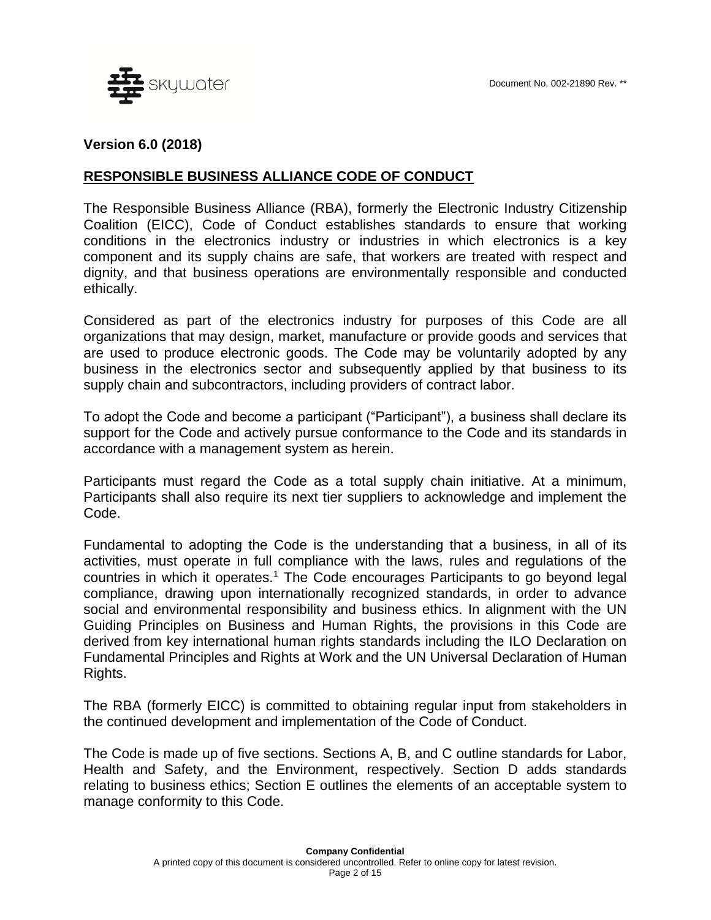**Version 6.0 (2018)**

## RESPONSIBLE BUSINESS ALLIANCE CODE OF CONDUCT

The Responsible Business Alliance (RBA), formerly the Electronic Industry Citizenship Coalition (EICC), Code of Conduct establishes standards to ensure that working conditions in the electronics industry or industries in which electronics is a key component and its supply chains are safe, that workers are treated with respect and dignity, and that business operations are environmentally responsible and conducted ethically.

Considered as part of the electronics industry for purposes of this Code are all organizations that may design, market, manufacture or provide goods and services that are used to produce electronic goods. The Code may be voluntarily adopted by any business in the electronics sector and subsequently applied by that business to its supply chain and subcontractors, including providers of contract labor.

To adopt the Code and become a participant ("Participant"), a business shall declare its support for the Code and actively pursue conformance to the Code and its standards in accordance with a management system as herein.

Participants must regard the Code as a total supply chain initiative. At a minimum, Participants shall also require its next tier suppliers to acknowledge and implement the Code.

Fundamental to adopting the Code is the understanding that a business, in all of its activities, must operate in full compliance with the laws, rules and regulations of the countries in which it operates.[1] The Code encourages Participants to go beyond legal compliance, drawing upon internationally recognized standards, in order to advance social and environmental responsibility and business ethics. In alignment with the UN Guiding Principles on Business and Human Rights, the provisions in this Code are derived from key international human rights standards including the ILO Declaration on Fundamental Principles and Rights at Work and the UN Universal Declaration of Human Rights.

The RBA (formerly EICC) is committed to obtaining regular input from stakeholders in the continued development and implementation of the Code of Conduct.

The Code is made up of five sections. Sections A, B, and C outline standards for Labor, Health and Safety, and the Environment, respectively. Section D adds standards relating to business ethics; Section E outlines the elements of an acceptable system to manage conformity to this Code.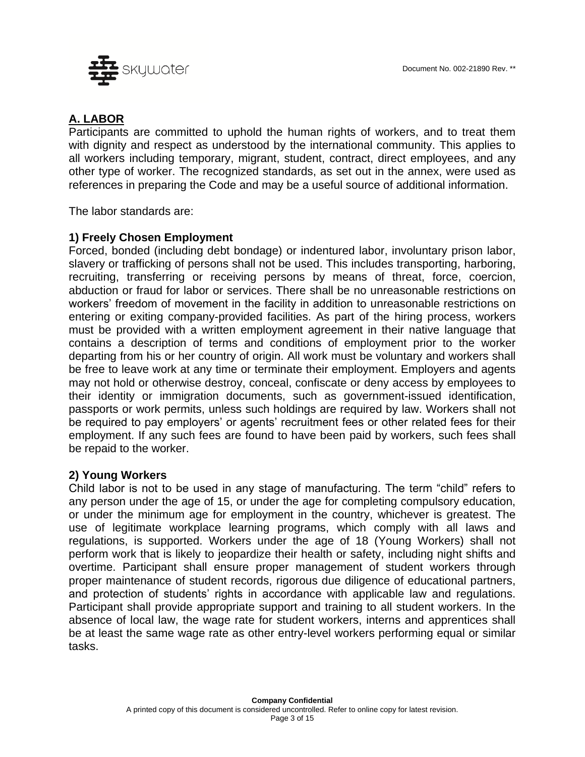## A. LABOR

Participants are committed to uphold the human rights of workers, and to treat them with dignity and respect as understood by the international community. This applies to all workers including temporary, migrant, student, contract, direct employees, and any other type of worker. The recognized standards, as set out in the annex, were used as references in preparing the Code and may be a useful source of additional information.

The labor standards are:

### 1) Freely Chosen Employment

Forced, bonded (including debt bondage) or indentured labor, involuntary prison labor, slavery or trafficking of persons shall not be used. This includes transporting, harboring, recruiting, transferring or receiving persons by means of threat, force, coercion, abduction or fraud for labor or services. There shall be no unreasonable restrictions on workers' freedom of movement in the facility in addition to unreasonable restrictions on entering or exiting company-provided facilities. As part of the hiring process, workers must be provided with a written employment agreement in their native language that contains a description of terms and conditions of employment prior to the worker departing from his or her country of origin. All work must be voluntary and workers shall be free to leave work at any time or terminate their employment. Employers and agents may not hold or otherwise destroy, conceal, confiscate or deny access by employees to their identity or immigration documents, such as government-issued identification, passports or work permits, unless such holdings are required by law. Workers shall not be required to pay employers' or agents' recruitment fees or other related fees for their employment. If any such fees are found to have been paid by workers, such fees shall be repaid to the worker.

### 2) Young Workers

Child labor is not to be used in any stage of manufacturing. The term "child" refers to any person under the age of 15, or under the age for completing compulsory education, or under the minimum age for employment in the country, whichever is greatest. The use of legitimate workplace learning programs, which comply with all laws and regulations, is supported. Workers under the age of 18 (Young Workers) shall not perform work that is likely to jeopardize their health or safety, including night shifts and overtime. Participant shall ensure proper management of student workers through proper maintenance of student records, rigorous due diligence of educational partners, and protection of students' rights in accordance with applicable law and regulations. Participant shall provide appropriate support and training to all student workers. In the absence of local law, the wage rate for student workers, interns and apprentices shall be at least the same wage rate as other entry-level workers performing equal or similar tasks.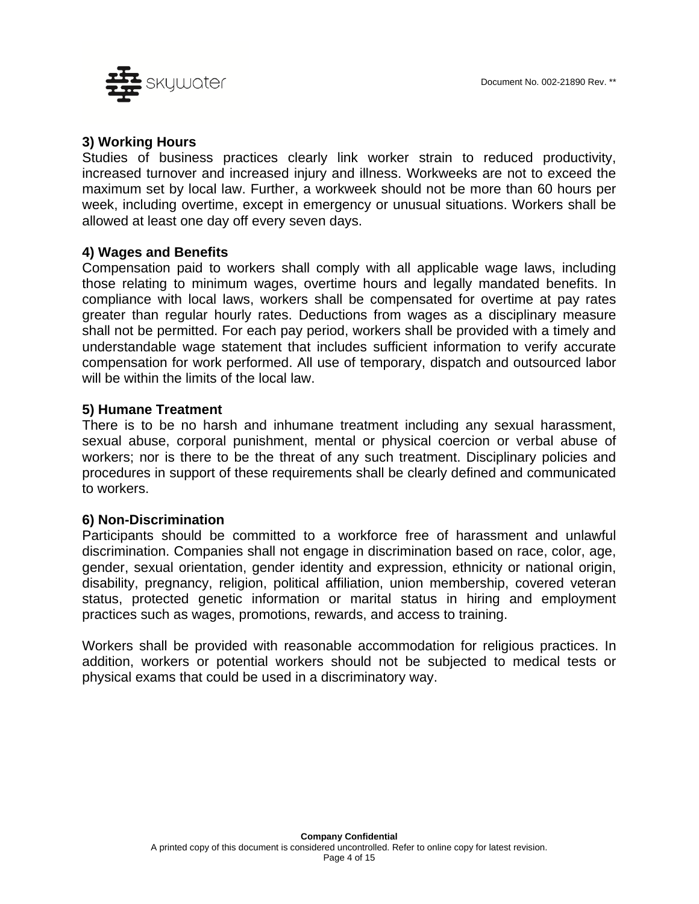### 3) Working Hours

Studies of business practices clearly link worker strain to reduced productivity, increased turnover and increased injury and illness. Workweeks are not to exceed the maximum set by local law. Further, a workweek should not be more than 60 hours per week, including overtime, except in emergency or unusual situations. Workers shall be allowed at least one day off every seven days.

### 4) Wages and Benefits

Compensation paid to workers shall comply with all applicable wage laws, including those relating to minimum wages, overtime hours and legally mandated benefits. In compliance with local laws, workers shall be compensated for overtime at pay rates greater than regular hourly rates. Deductions from wages as a disciplinary measure shall not be permitted. For each pay period, workers shall be provided with a timely and understandable wage statement that includes sufficient information to verify accurate compensation for work performed. All use of temporary, dispatch and outsourced labor will be within the limits of the local law.

### 5) Humane Treatment

There is to be no harsh and inhumane treatment including any sexual harassment, sexual abuse, corporal punishment, mental or physical coercion or verbal abuse of workers; nor is there to be the threat of any such treatment. Disciplinary policies and procedures in support of these requirements shall be clearly defined and communicated to workers.

### 6) Non-Discrimination

Participants should be committed to a workforce free of harassment and unlawful discrimination. Companies shall not engage in discrimination based on race, color, age, gender, sexual orientation, gender identity and expression, ethnicity or national origin, disability, pregnancy, religion, political affiliation, union membership, covered veteran status, protected genetic information or marital status in hiring and employment practices such as wages, promotions, rewards, and access to training.

Workers shall be provided with reasonable accommodation for religious practices. In addition, workers or potential workers should not be subjected to medical tests or physical exams that could be used in a discriminatory way.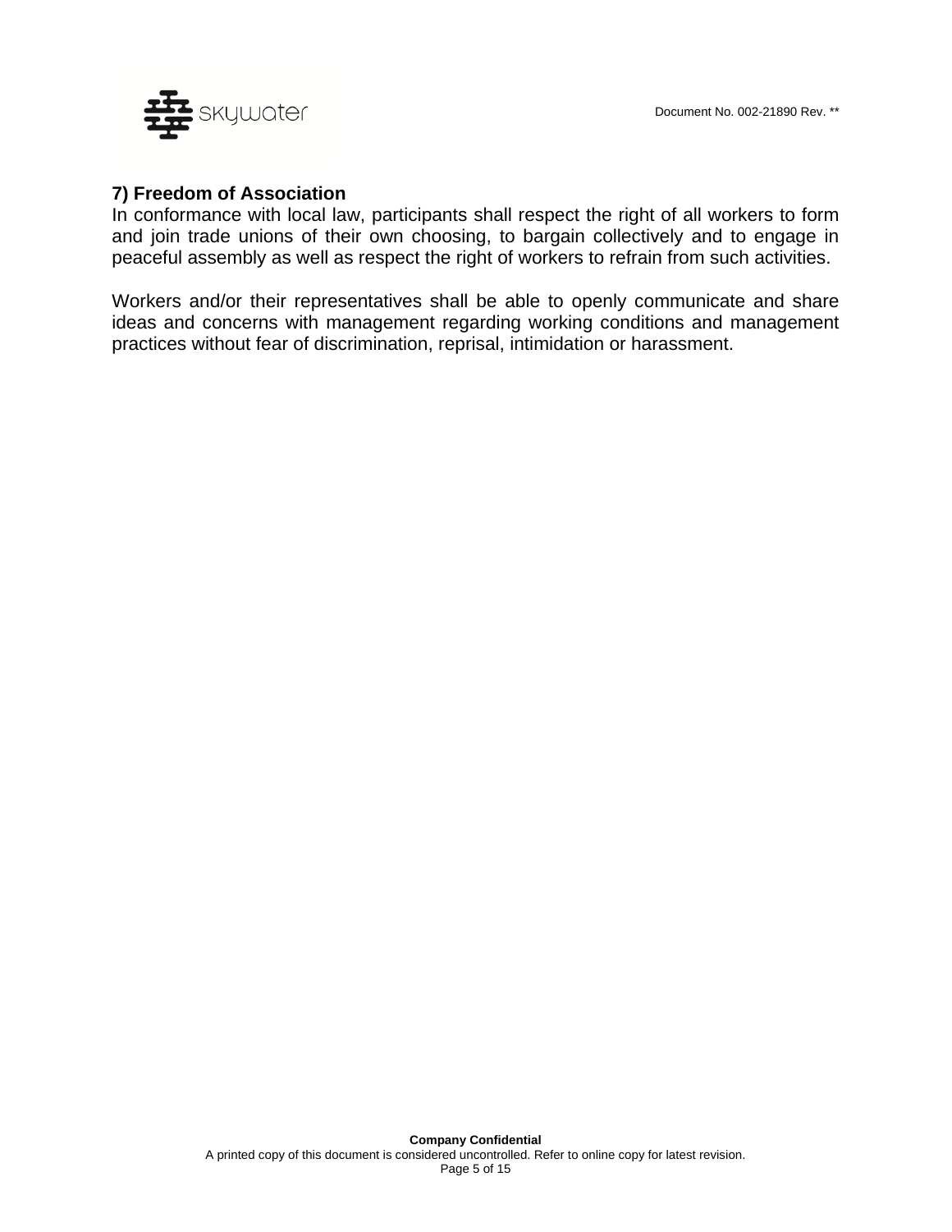**7) Freedom of Association**

In conformance with local law, participants shall respect the right of all workers to form and join trade unions of their own choosing, to bargain collectively and to engage in peaceful assembly as well as respect the right of workers to refrain from such activities.

Workers and/or their representatives shall be able to openly communicate and share ideas and concerns with management regarding working conditions and management practices without fear of discrimination, reprisal, intimidation or harassment.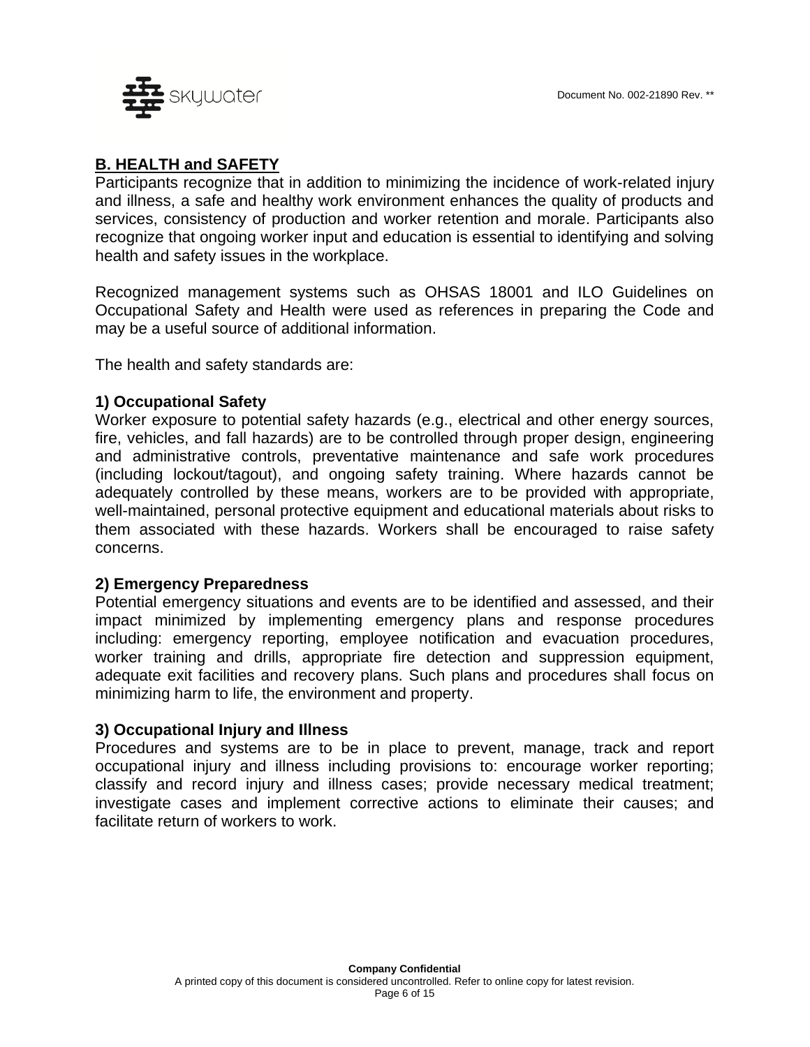## B. HEALTH and SAFETY

Participants recognize that in addition to minimizing the incidence of work-related injury and illness, a safe and healthy work environment enhances the quality of products and services, consistency of production and worker retention and morale. Participants also recognize that ongoing worker input and education is essential to identifying and solving health and safety issues in the workplace.

Recognized management systems such as OHSAS 18001 and ILO Guidelines on Occupational Safety and Health were used as references in preparing the Code and may be a useful source of additional information.

The health and safety standards are:

### 1) Occupational Safety

Worker exposure to potential safety hazards (e.g., electrical and other energy sources, fire, vehicles, and fall hazards) are to be controlled through proper design, engineering and administrative controls, preventative maintenance and safe work procedures (including lockout/tagout), and ongoing safety training. Where hazards cannot be adequately controlled by these means, workers are to be provided with appropriate, well-maintained, personal protective equipment and educational materials about risks to them associated with these hazards. Workers shall be encouraged to raise safety concerns.

### 2) Emergency Preparedness

Potential emergency situations and events are to be identified and assessed, and their impact minimized by implementing emergency plans and response procedures including: emergency reporting, employee notification and evacuation procedures, worker training and drills, appropriate fire detection and suppression equipment, adequate exit facilities and recovery plans. Such plans and procedures shall focus on minimizing harm to life, the environment and property.

### 3) Occupational Injury and Illness

Procedures and systems are to be in place to prevent, manage, track and report occupational injury and illness including provisions to: encourage worker reporting; classify and record injury and illness cases; provide necessary medical treatment; investigate cases and implement corrective actions to eliminate their causes; and facilitate return of workers to work.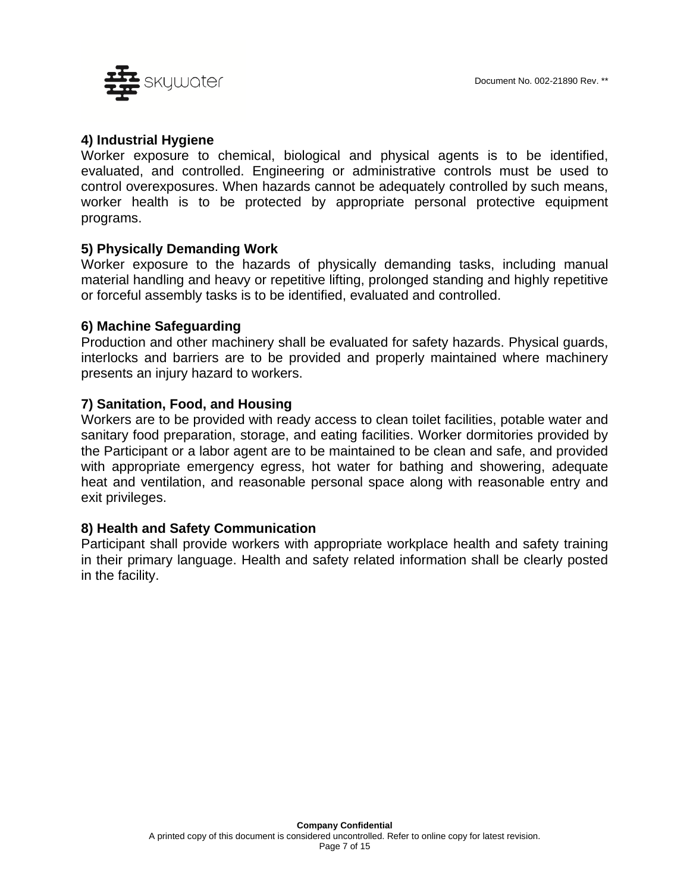**4) Industrial Hygiene**

Worker exposure to chemical, biological and physical agents is to be identified, evaluated, and controlled. Engineering or administrative controls must be used to control overexposures. When hazards cannot be adequately controlled by such means, worker health is to be protected by appropriate personal protective equipment programs.

**5) Physically Demanding Work**

Worker exposure to the hazards of physically demanding tasks, including manual material handling and heavy or repetitive lifting, prolonged standing and highly repetitive or forceful assembly tasks is to be identified, evaluated and controlled.

**6) Machine Safeguarding**

Production and other machinery shall be evaluated for safety hazards. Physical guards, interlocks and barriers are to be provided and properly maintained where machinery presents an injury hazard to workers.

**7) Sanitation, Food, and Housing**

Workers are to be provided with ready access to clean toilet facilities, potable water and sanitary food preparation, storage, and eating facilities. Worker dormitories provided by the Participant or a labor agent are to be maintained to be clean and safe, and provided with appropriate emergency egress, hot water for bathing and showering, adequate heat and ventilation, and reasonable personal space along with reasonable entry and exit privileges.

**8) Health and Safety Communication**

Participant shall provide workers with appropriate workplace health and safety training in their primary language. Health and safety related information shall be clearly posted in the facility.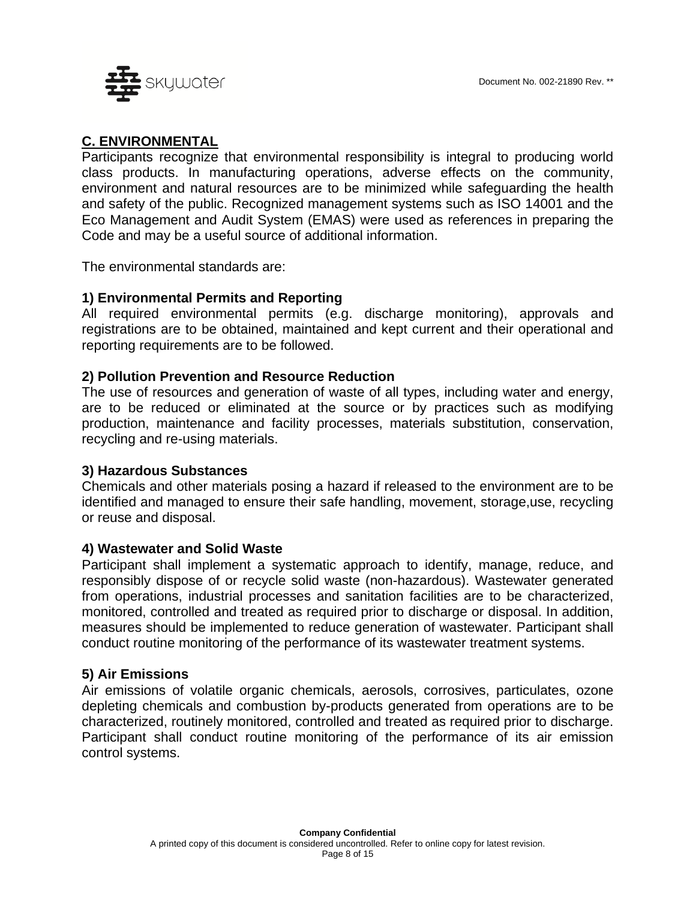## C. ENVIRONMENTAL

Participants recognize that environmental responsibility is integral to producing world class products. In manufacturing operations, adverse effects on the community, environment and natural resources are to be minimized while safeguarding the health and safety of the public. Recognized management systems such as ISO 14001 and the Eco Management and Audit System (EMAS) were used as references in preparing the Code and may be a useful source of additional information.

The environmental standards are:

### 1) Environmental Permits and Reporting

All required environmental permits (e.g. discharge monitoring), approvals and registrations are to be obtained, maintained and kept current and their operational and reporting requirements are to be followed.

### 2) Pollution Prevention and Resource Reduction

The use of resources and generation of waste of all types, including water and energy, are to be reduced or eliminated at the source or by practices such as modifying production, maintenance and facility processes, materials substitution, conservation, recycling and re-using materials.

### 3) Hazardous Substances

Chemicals and other materials posing a hazard if released to the environment are to be identified and managed to ensure their safe handling, movement, storage,use, recycling or reuse and disposal.

### 4) Wastewater and Solid Waste

Participant shall implement a systematic approach to identify, manage, reduce, and responsibly dispose of or recycle solid waste (non-hazardous). Wastewater generated from operations, industrial processes and sanitation facilities are to be characterized, monitored, controlled and treated as required prior to discharge or disposal. In addition, measures should be implemented to reduce generation of wastewater. Participant shall conduct routine monitoring of the performance of its wastewater treatment systems.

### 5) Air Emissions

Air emissions of volatile organic chemicals, aerosols, corrosives, particulates, ozone depleting chemicals and combustion by-products generated from operations are to be characterized, routinely monitored, controlled and treated as required prior to discharge. Participant shall conduct routine monitoring of the performance of its air emission control systems.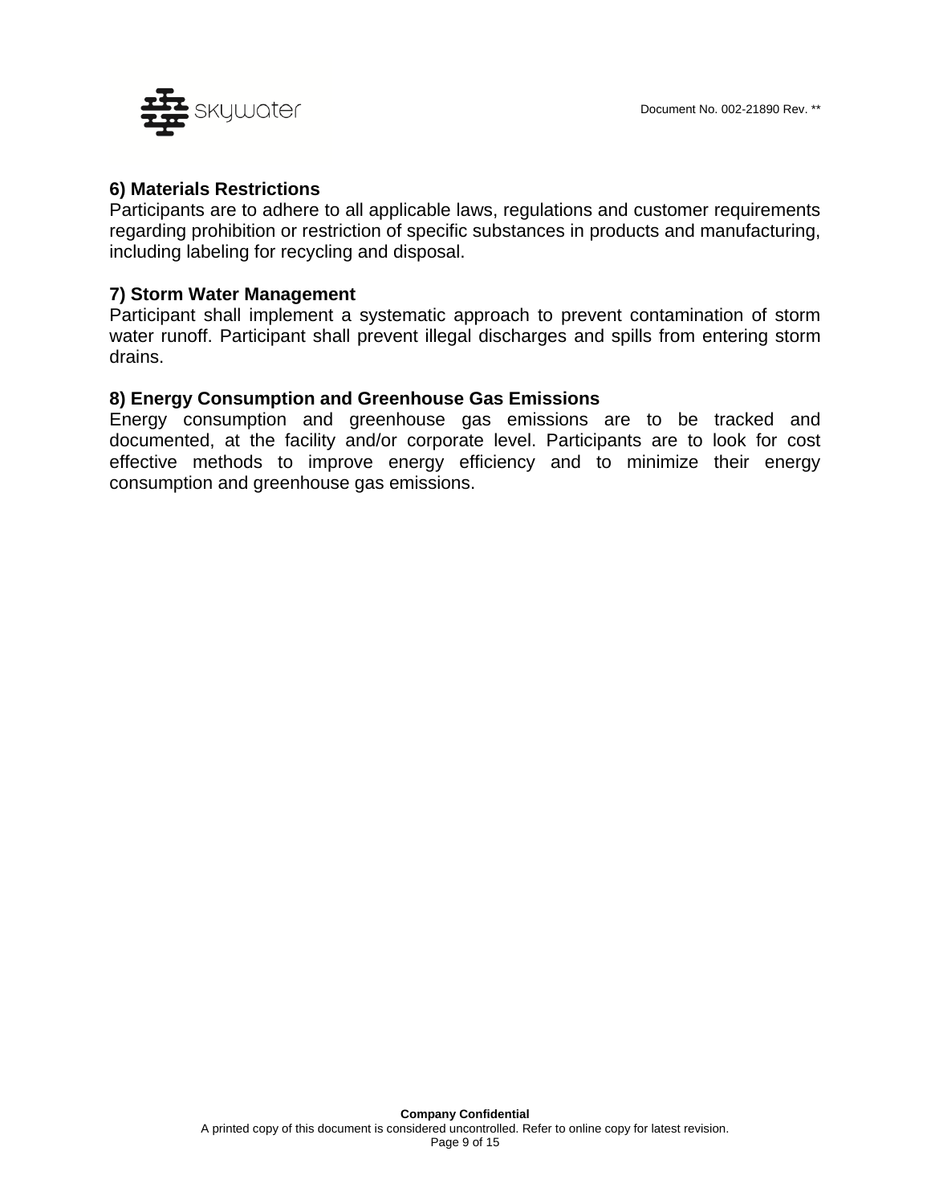### 6) Materials Restrictions

Participants are to adhere to all applicable laws, regulations and customer requirements regarding prohibition or restriction of specific substances in products and manufacturing, including labeling for recycling and disposal.

### 7) Storm Water Management

Participant shall implement a systematic approach to prevent contamination of storm water runoff. Participant shall prevent illegal discharges and spills from entering storm drains.

### 8) Energy Consumption and Greenhouse Gas Emissions

Energy consumption and greenhouse gas emissions are to be tracked and documented, at the facility and/or corporate level. Participants are to look for cost effective methods to improve energy efficiency and to minimize their energy consumption and greenhouse gas emissions.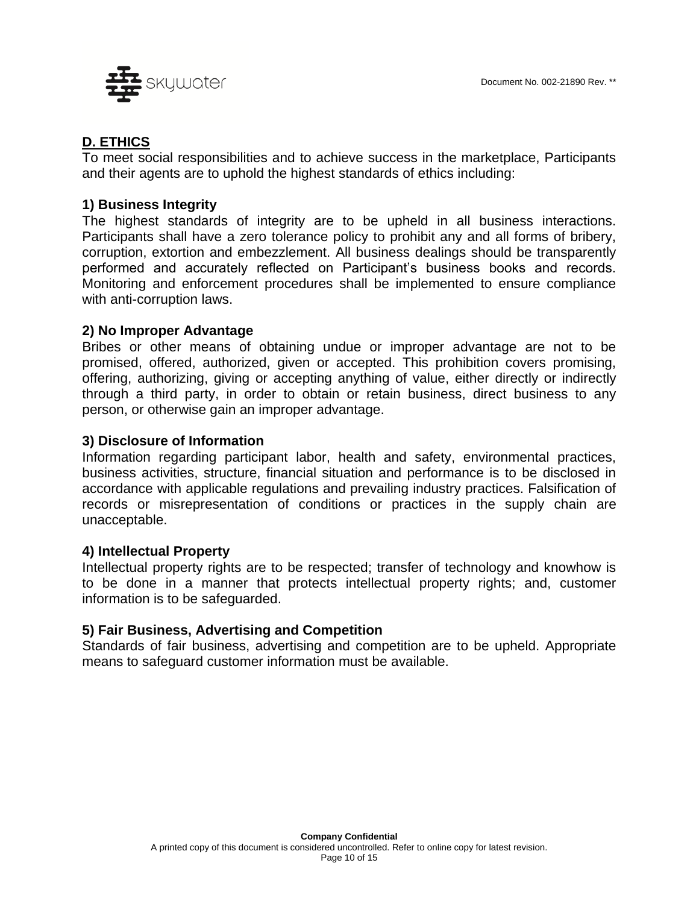## D. ETHICS

To meet social responsibilities and to achieve success in the marketplace, Participants and their agents are to uphold the highest standards of ethics including:

### 1) Business Integrity

The highest standards of integrity are to be upheld in all business interactions. Participants shall have a zero tolerance policy to prohibit any and all forms of bribery, corruption, extortion and embezzlement. All business dealings should be transparently performed and accurately reflected on Participant's business books and records. Monitoring and enforcement procedures shall be implemented to ensure compliance with anti-corruption laws.

### 2) No Improper Advantage

Bribes or other means of obtaining undue or improper advantage are not to be promised, offered, authorized, given or accepted. This prohibition covers promising, offering, authorizing, giving or accepting anything of value, either directly or indirectly through a third party, in order to obtain or retain business, direct business to any person, or otherwise gain an improper advantage.

### 3) Disclosure of Information

Information regarding participant labor, health and safety, environmental practices, business activities, structure, financial situation and performance is to be disclosed in accordance with applicable regulations and prevailing industry practices. Falsification of records or misrepresentation of conditions or practices in the supply chain are unacceptable.

### 4) Intellectual Property

Intellectual property rights are to be respected; transfer of technology and knowhow is to be done in a manner that protects intellectual property rights; and, customer information is to be safeguarded.

### 5) Fair Business, Advertising and Competition

Standards of fair business, advertising and competition are to be upheld. Appropriate means to safeguard customer information must be available.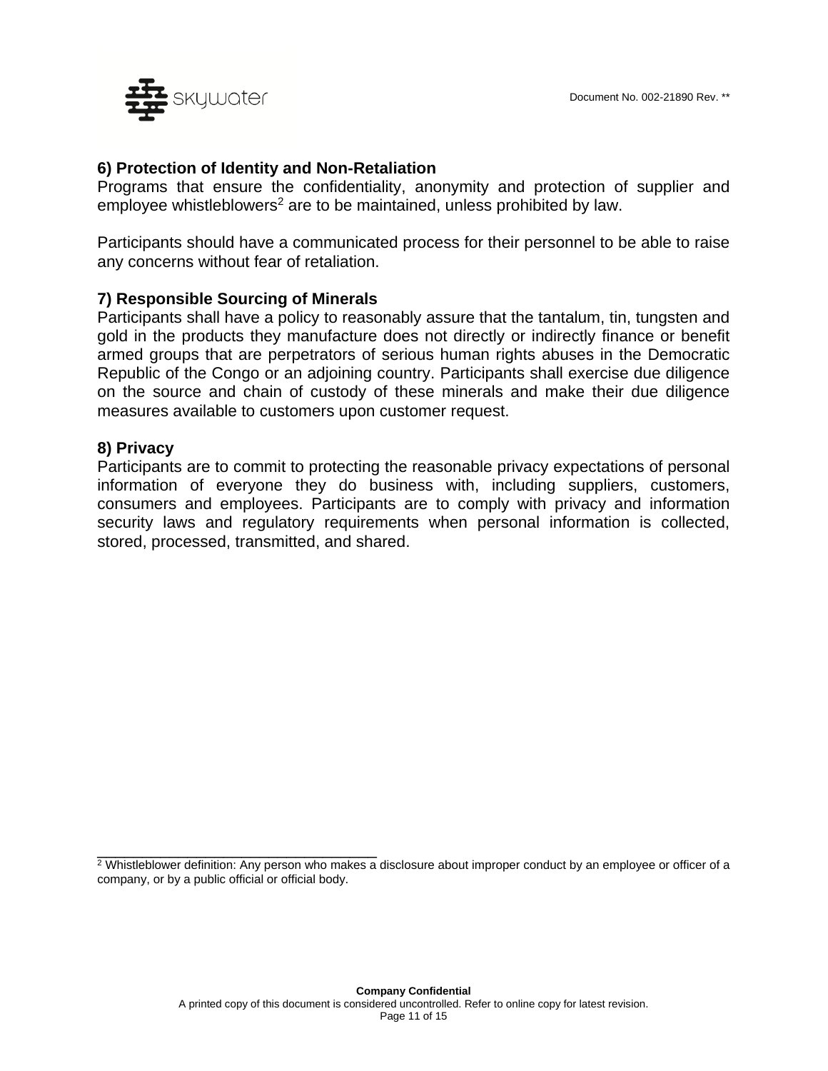### 6) Protection of Identity and Non-Retaliation

Programs that ensure the confidentiality, anonymity and protection of supplier and employee whistleblowers[2] are to be maintained, unless prohibited by law.

Participants should have a communicated process for their personnel to be able to raise any concerns without fear of retaliation.

### 7) Responsible Sourcing of Minerals

Participants shall have a policy to reasonably assure that the tantalum, tin, tungsten and gold in the products they manufacture does not directly or indirectly finance or benefit armed groups that are perpetrators of serious human rights abuses in the Democratic Republic of the Congo or an adjoining country. Participants shall exercise due diligence on the source and chain of custody of these minerals and make their due diligence measures available to customers upon customer request.

### 8) Privacy

Participants are to commit to protecting the reasonable privacy expectations of personal information of everyone they do business with, including suppliers, customers, consumers and employees. Participants are to comply with privacy and information security laws and regulatory requirements when personal information is collected, stored, processed, transmitted, and shared.

---

[2] Whistleblower definition: Any person who makes a disclosure about improper conduct by an employee or officer of a company, or by a public official or official body.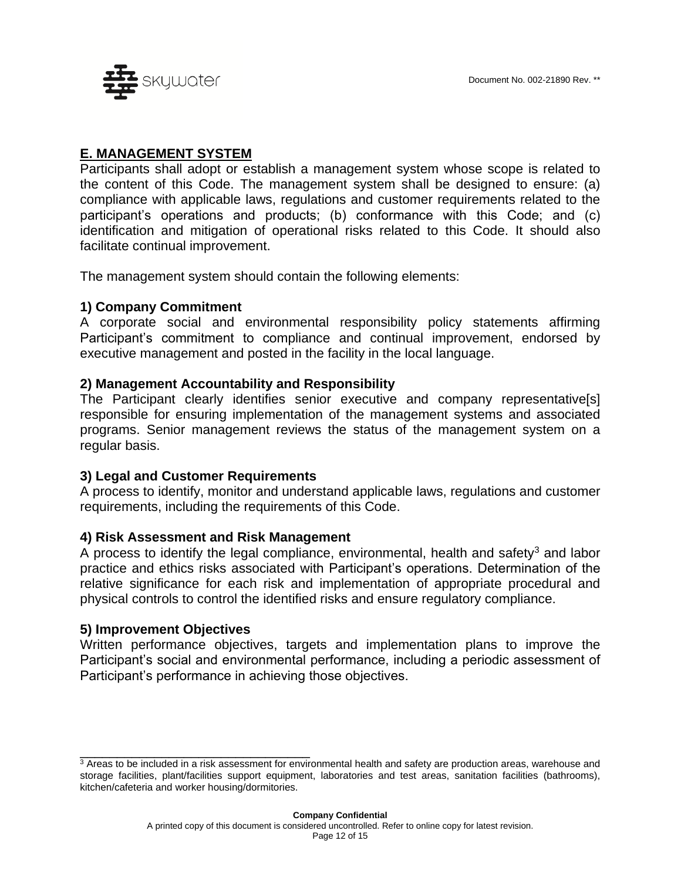## E. MANAGEMENT SYSTEM

Participants shall adopt or establish a management system whose scope is related to the content of this Code. The management system shall be designed to ensure: (a) compliance with applicable laws, regulations and customer requirements related to the participant's operations and products; (b) conformance with this Code; and (c) identification and mitigation of operational risks related to this Code. It should also facilitate continual improvement.

The management system should contain the following elements:

### 1) Company Commitment

A corporate social and environmental responsibility policy statements affirming Participant's commitment to compliance and continual improvement, endorsed by executive management and posted in the facility in the local language.

### 2) Management Accountability and Responsibility

The Participant clearly identifies senior executive and company representative[s] responsible for ensuring implementation of the management systems and associated programs. Senior management reviews the status of the management system on a regular basis.

### 3) Legal and Customer Requirements

A process to identify, monitor and understand applicable laws, regulations and customer requirements, including the requirements of this Code.

### 4) Risk Assessment and Risk Management

A process to identify the legal compliance, environmental, health and safety[3] and labor practice and ethics risks associated with Participant's operations. Determination of the relative significance for each risk and implementation of appropriate procedural and physical controls to control the identified risks and ensure regulatory compliance.

### 5) Improvement Objectives

Written performance objectives, targets and implementation plans to improve the Participant's social and environmental performance, including a periodic assessment of Participant's performance in achieving those objectives.

---

[3] Areas to be included in a risk assessment for environmental health and safety are production areas, warehouse and storage facilities, plant/facilities support equipment, laboratories and test areas, sanitation facilities (bathrooms), kitchen/cafeteria and worker housing/dormitories.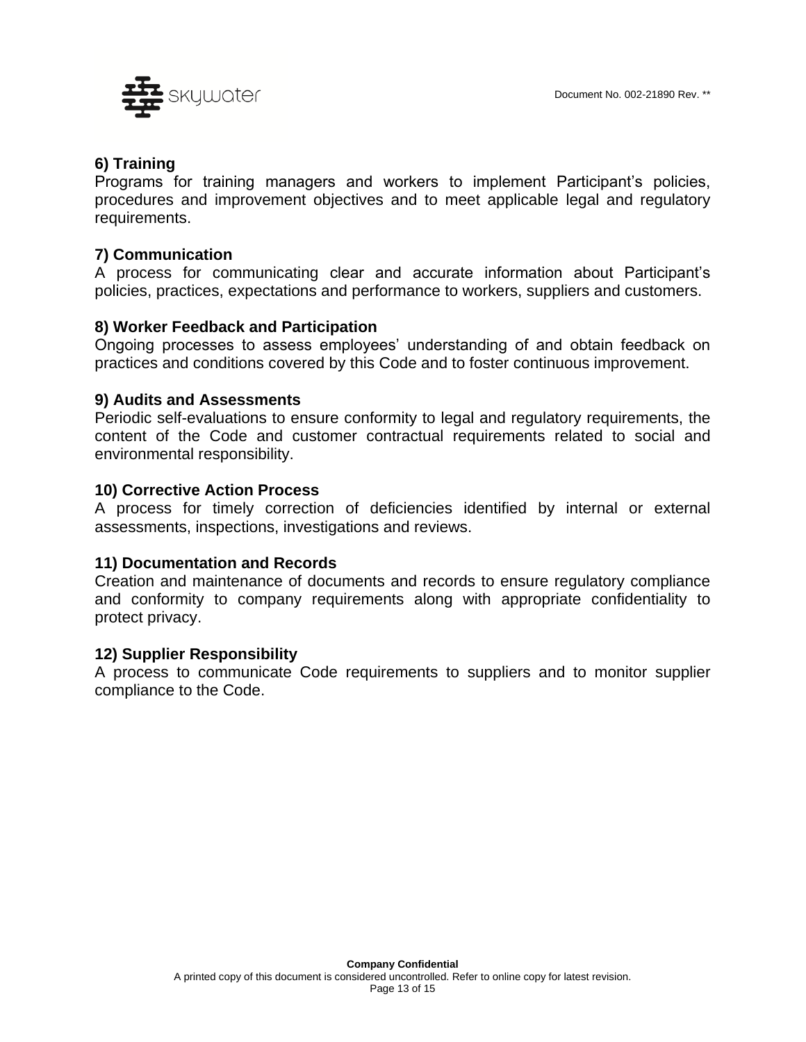**6) Training**

Programs for training managers and workers to implement Participant's policies, procedures and improvement objectives and to meet applicable legal and regulatory requirements.

**7) Communication**

A process for communicating clear and accurate information about Participant's policies, practices, expectations and performance to workers, suppliers and customers.

**8) Worker Feedback and Participation**

Ongoing processes to assess employees' understanding of and obtain feedback on practices and conditions covered by this Code and to foster continuous improvement.

**9) Audits and Assessments**

Periodic self-evaluations to ensure conformity to legal and regulatory requirements, the content of the Code and customer contractual requirements related to social and environmental responsibility.

**10) Corrective Action Process**

A process for timely correction of deficiencies identified by internal or external assessments, inspections, investigations and reviews.

**11) Documentation and Records**

Creation and maintenance of documents and records to ensure regulatory compliance and conformity to company requirements along with appropriate confidentiality to protect privacy.

**12) Supplier Responsibility**

A process to communicate Code requirements to suppliers and to monitor supplier compliance to the Code.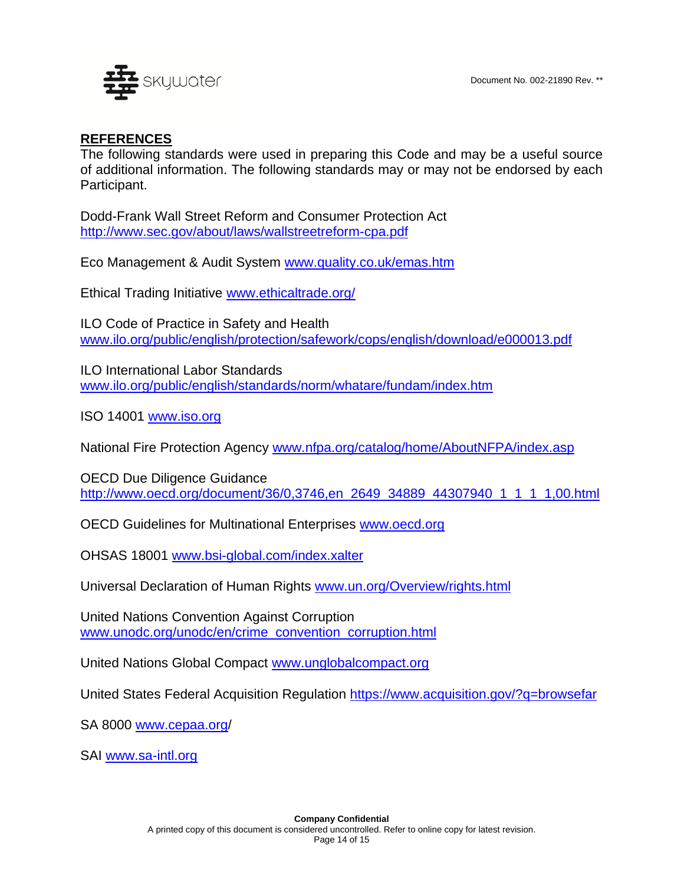## REFERENCES

The following standards were used in preparing this Code and may be a useful source of additional information. The following standards may or may not be endorsed by each Participant.

Dodd-Frank Wall Street Reform and Consumer Protection Act
http://www.sec.gov/about/laws/wallstreetreform-cpa.pdf

Eco Management & Audit System www.quality.co.uk/emas.htm

Ethical Trading Initiative www.ethicaltrade.org/

ILO Code of Practice in Safety and Health
www.ilo.org/public/english/protection/safework/cops/english/download/e000013.pdf

ILO International Labor Standards
www.ilo.org/public/english/standards/norm/whatare/fundam/index.htm

ISO 14001 www.iso.org

National Fire Protection Agency www.nfpa.org/catalog/home/AboutNFPA/index.asp

OECD Due Diligence Guidance
http://www.oecd.org/document/36/0,3746,en_2649_34889_44307940_1_1_1_1,00.html

OECD Guidelines for Multinational Enterprises www.oecd.org

OHSAS 18001 www.bsi-global.com/index.xalter

Universal Declaration of Human Rights www.un.org/Overview/rights.html

United Nations Convention Against Corruption
www.unodc.org/unodc/en/crime_convention_corruption.html

United Nations Global Compact www.unglobalcompact.org

United States Federal Acquisition Regulation https://www.acquisition.gov/?q=browsefar

SA 8000 www.cepaa.org/

SAI www.sa-intl.org

**Company Confidential**
A printed copy of this document is considered uncontrolled. Refer to online copy for latest revision.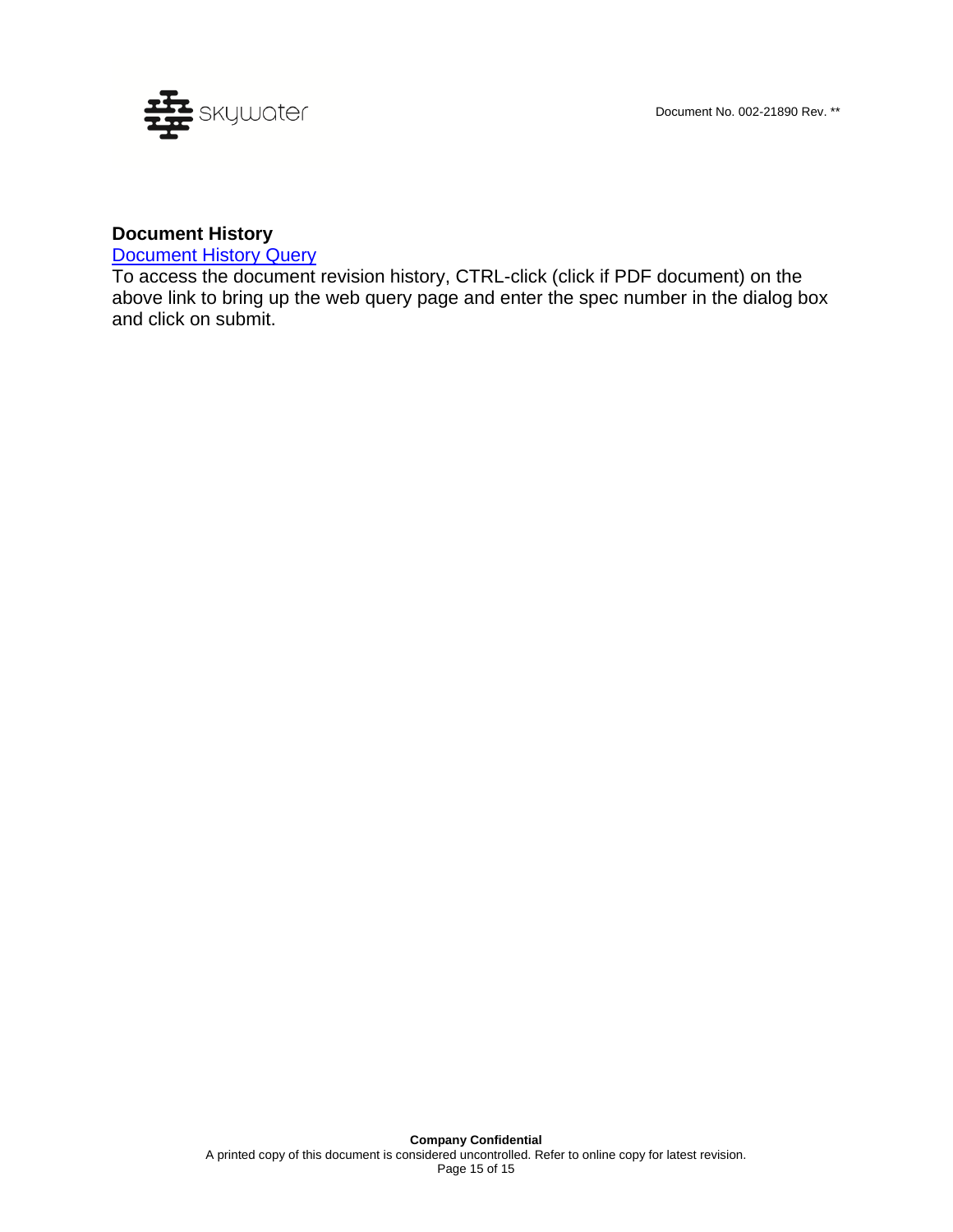## Document History

[Document History Query]

To access the document revision history, CTRL-click (click if PDF document) on the above link to bring up the web query page and enter the spec number in the dialog box and click on submit.